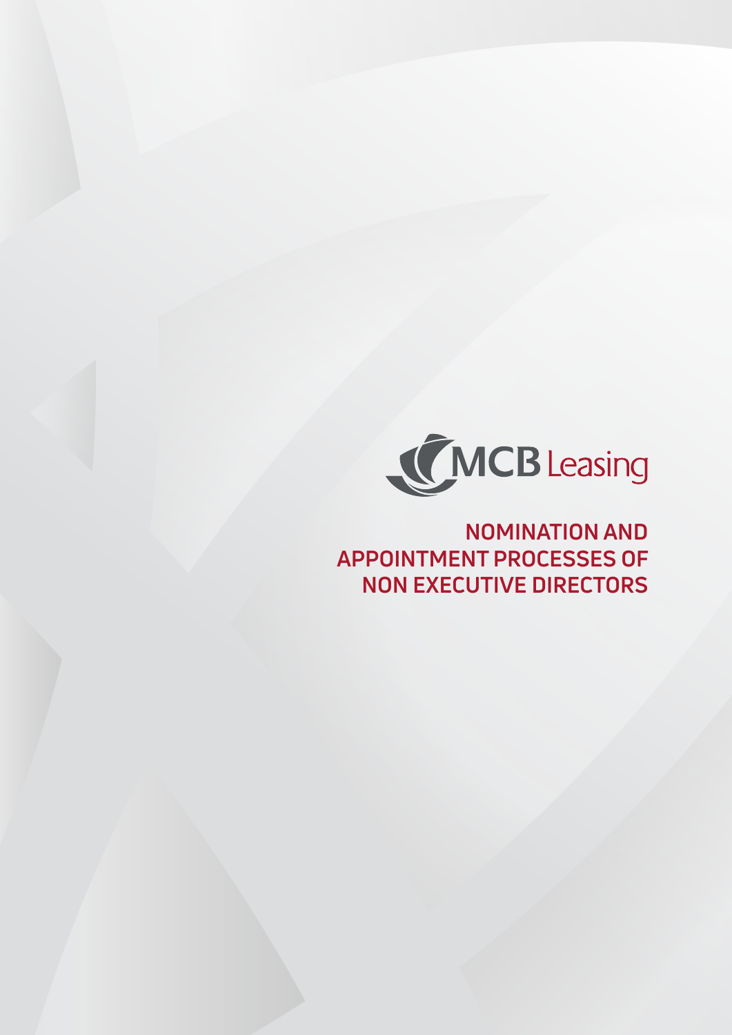MCB Leasing

# NOMINATION AND APPOINTMENT PROCESSES OF NON EXECUTIVE DIRECTORS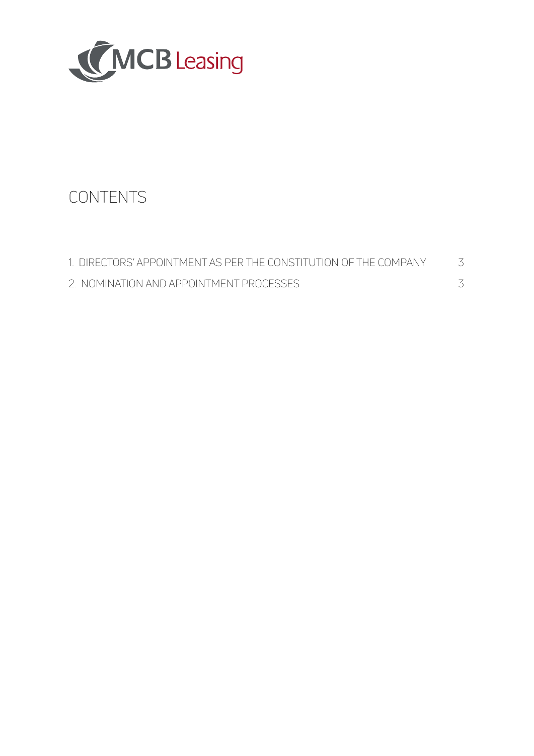# CONTENTS

| | |
|---|---|
| 1. DIRECTORS' APPOINTMENT AS PER THE CONSTITUTION OF THE COMPANY | 3 |
| 2. NOMINATION AND APPOINTMENT PROCESSES | 3 |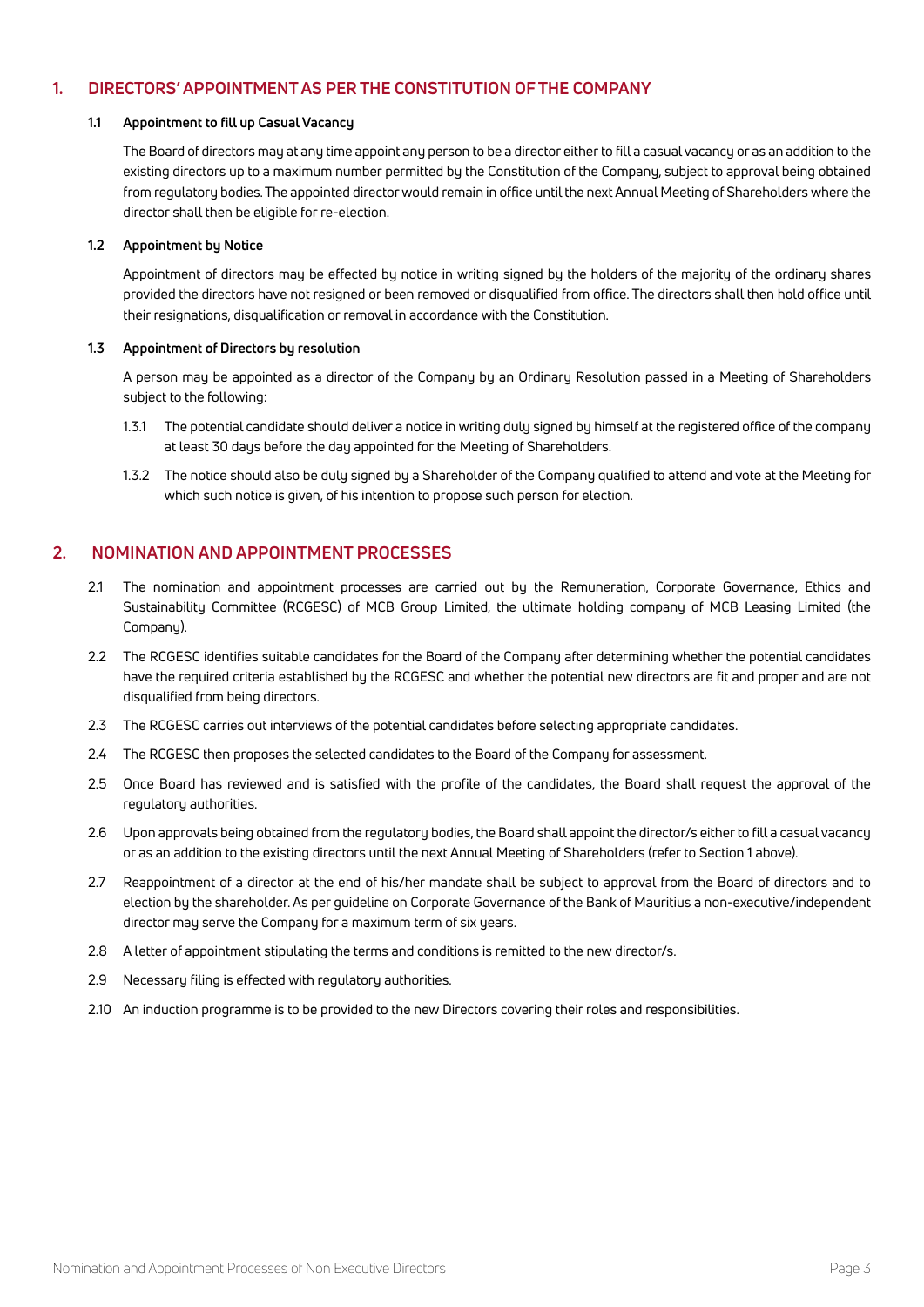## 1. DIRECTORS' APPOINTMENT AS PER THE CONSTITUTION OF THE COMPANY

### 1.1 Appointment to fill up Casual Vacancy

The Board of directors may at any time appoint any person to be a director either to fill a casual vacancy or as an addition to the existing directors up to a maximum number permitted by the Constitution of the Company, subject to approval being obtained from regulatory bodies. The appointed director would remain in office until the next Annual Meeting of Shareholders where the director shall then be eligible for re-election.

### 1.2 Appointment by Notice

Appointment of directors may be effected by notice in writing signed by the holders of the majority of the ordinary shares provided the directors have not resigned or been removed or disqualified from office. The directors shall then hold office until their resignations, disqualification or removal in accordance with the Constitution.

### 1.3 Appointment of Directors by resolution

A person may be appointed as a director of the Company by an Ordinary Resolution passed in a Meeting of Shareholders subject to the following:

1.3.1 The potential candidate should deliver a notice in writing duly signed by himself at the registered office of the company at least 30 days before the day appointed for the Meeting of Shareholders.

1.3.2 The notice should also be duly signed by a Shareholder of the Company qualified to attend and vote at the Meeting for which such notice is given, of his intention to propose such person for election.

## 2. NOMINATION AND APPOINTMENT PROCESSES

2.1 The nomination and appointment processes are carried out by the Remuneration, Corporate Governance, Ethics and Sustainability Committee (RCGESC) of MCB Group Limited, the ultimate holding company of MCB Leasing Limited (the Company).

2.2 The RCGESC identifies suitable candidates for the Board of the Company after determining whether the potential candidates have the required criteria established by the RCGESC and whether the potential new directors are fit and proper and are not disqualified from being directors.

2.3 The RCGESC carries out interviews of the potential candidates before selecting appropriate candidates.

2.4 The RCGESC then proposes the selected candidates to the Board of the Company for assessment.

2.5 Once Board has reviewed and is satisfied with the profile of the candidates, the Board shall request the approval of the regulatory authorities.

2.6 Upon approvals being obtained from the regulatory bodies, the Board shall appoint the director/s either to fill a casual vacancy or as an addition to the existing directors until the next Annual Meeting of Shareholders (refer to Section 1 above).

2.7 Reappointment of a director at the end of his/her mandate shall be subject to approval from the Board of directors and to election by the shareholder. As per guideline on Corporate Governance of the Bank of Mauritius a non-executive/independent director may serve the Company for a maximum term of six years.

2.8 A letter of appointment stipulating the terms and conditions is remitted to the new director/s.

2.9 Necessary filing is effected with regulatory authorities.

2.10 An induction programme is to be provided to the new Directors covering their roles and responsibilities.